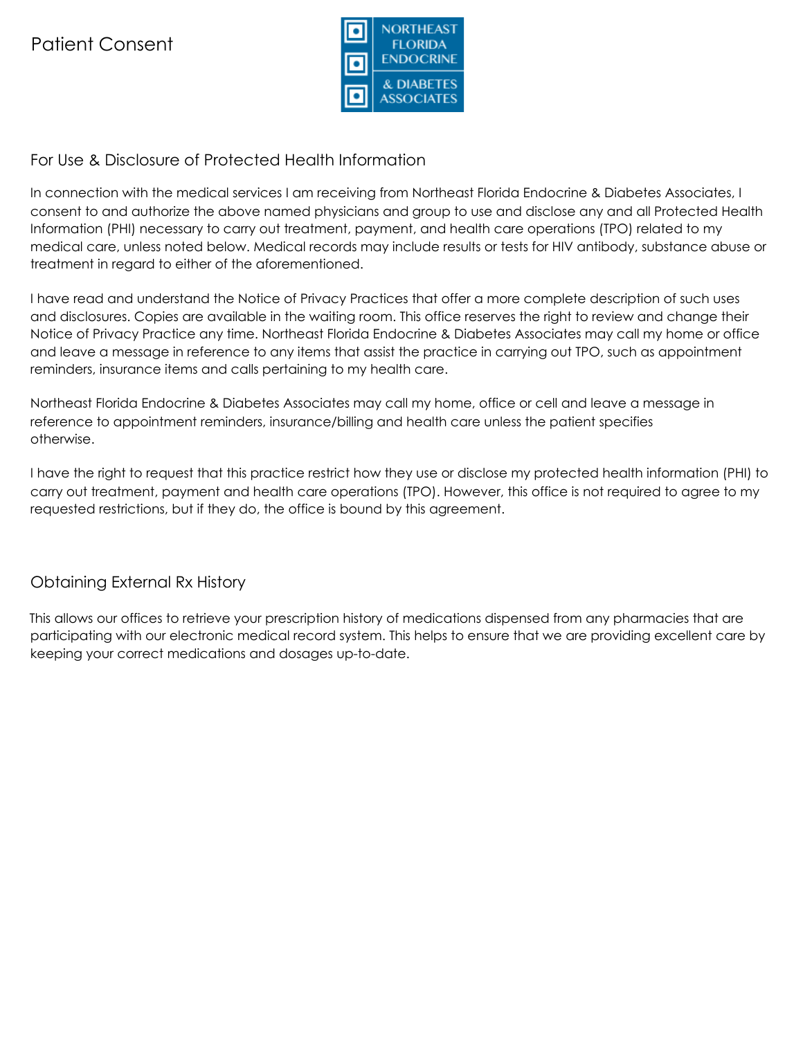# Patient Consent

NORTHEAST FLORIDA ENDOCRINE & DIABETES ASSOCIATES

## For Use & Disclosure of Protected Health Information

In connection with the medical services I am receiving from Northeast Florida Endocrine & Diabetes Associates, I consent to and authorize the above named physicians and group to use and disclose any and all Protected Health Information (PHI) necessary to carry out treatment, payment, and health care operations (TPO) related to my medical care, unless noted below. Medical records may include results or tests for HIV antibody, substance abuse or treatment in regard to either of the aforementioned.

I have read and understand the Notice of Privacy Practices that offer a more complete description of such uses and disclosures. Copies are available in the waiting room. This office reserves the right to review and change their Notice of Privacy Practice any time. Northeast Florida Endocrine & Diabetes Associates may call my home or office and leave a message in reference to any items that assist the practice in carrying out TPO, such as appointment reminders, insurance items and calls pertaining to my health care.

Northeast Florida Endocrine & Diabetes Associates may call my home, office or cell and leave a message in reference to appointment reminders, insurance/billing and health care unless the patient specifies otherwise.

I have the right to request that this practice restrict how they use or disclose my protected health information (PHI) to carry out treatment, payment and health care operations (TPO). However, this office is not required to agree to my requested restrictions, but if they do, the office is bound by this agreement.

## Obtaining External Rx History

This allows our offices to retrieve your prescription history of medications dispensed from any pharmacies that are participating with our electronic medical record system. This helps to ensure that we are providing excellent care by keeping your correct medications and dosages up-to-date.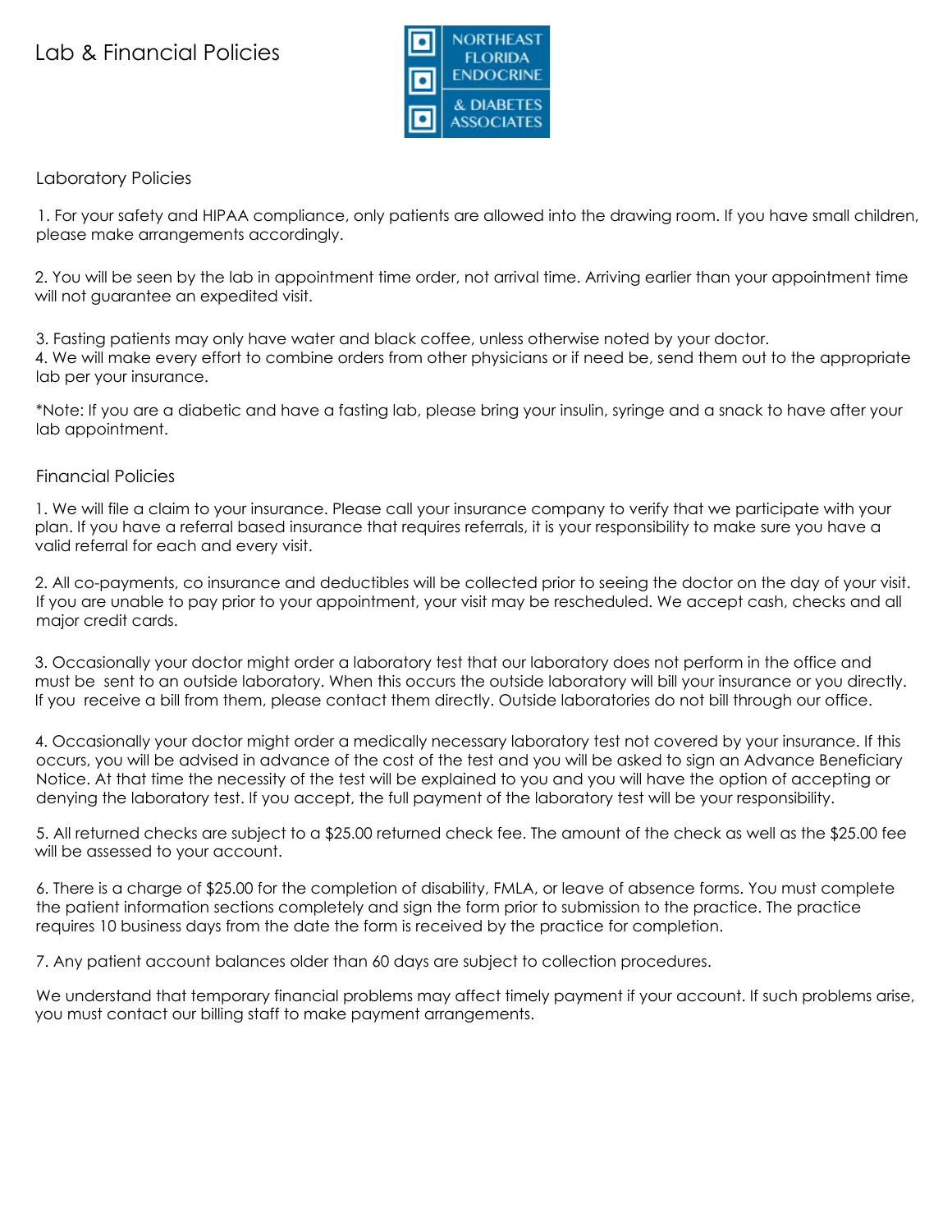# Lab & Financial Policies

NORTHEAST FLORIDA ENDOCRINE & DIABETES ASSOCIATES

## Laboratory Policies

1. For your safety and HIPAA compliance, only patients are allowed into the drawing room. If you have small children, please make arrangements accordingly.

2. You will be seen by the lab in appointment time order, not arrival time. Arriving earlier than your appointment time will not guarantee an expedited visit.

3. Fasting patients may only have water and black coffee, unless otherwise noted by your doctor.
4. We will make every effort to combine orders from other physicians or if need be, send them out to the appropriate lab per your insurance.

*Note: If you are a diabetic and have a fasting lab, please bring your insulin, syringe and a snack to have after your lab appointment.

## Financial Policies

1. We will file a claim to your insurance. Please call your insurance company to verify that we participate with your plan. If you have a referral based insurance that requires referrals, it is your responsibility to make sure you have a valid referral for each and every visit.

2. All co-payments, co insurance and deductibles will be collected prior to seeing the doctor on the day of your visit. If you are unable to pay prior to your appointment, your visit may be rescheduled. We accept cash, checks and all major credit cards.

3. Occasionally your doctor might order a laboratory test that our laboratory does not perform in the office and must be sent to an outside laboratory. When this occurs the outside laboratory will bill your insurance or you directly. If you receive a bill from them, please contact them directly. Outside laboratories do not bill through our office.

4. Occasionally your doctor might order a medically necessary laboratory test not covered by your insurance. If this occurs, you will be advised in advance of the cost of the test and you will be asked to sign an Advance Beneficiary Notice. At that time the necessity of the test will be explained to you and you will have the option of accepting or denying the laboratory test. If you accept, the full payment of the laboratory test will be your responsibility.

5. All returned checks are subject to a $25.00 returned check fee. The amount of the check as well as the $25.00 fee will be assessed to your account.

6. There is a charge of $25.00 for the completion of disability, FMLA, or leave of absence forms. You must complete the patient information sections completely and sign the form prior to submission to the practice. The practice requires 10 business days from the date the form is received by the practice for completion.

7. Any patient account balances older than 60 days are subject to collection procedures.

We understand that temporary financial problems may affect timely payment if your account. If such problems arise, you must contact our billing staff to make payment arrangements.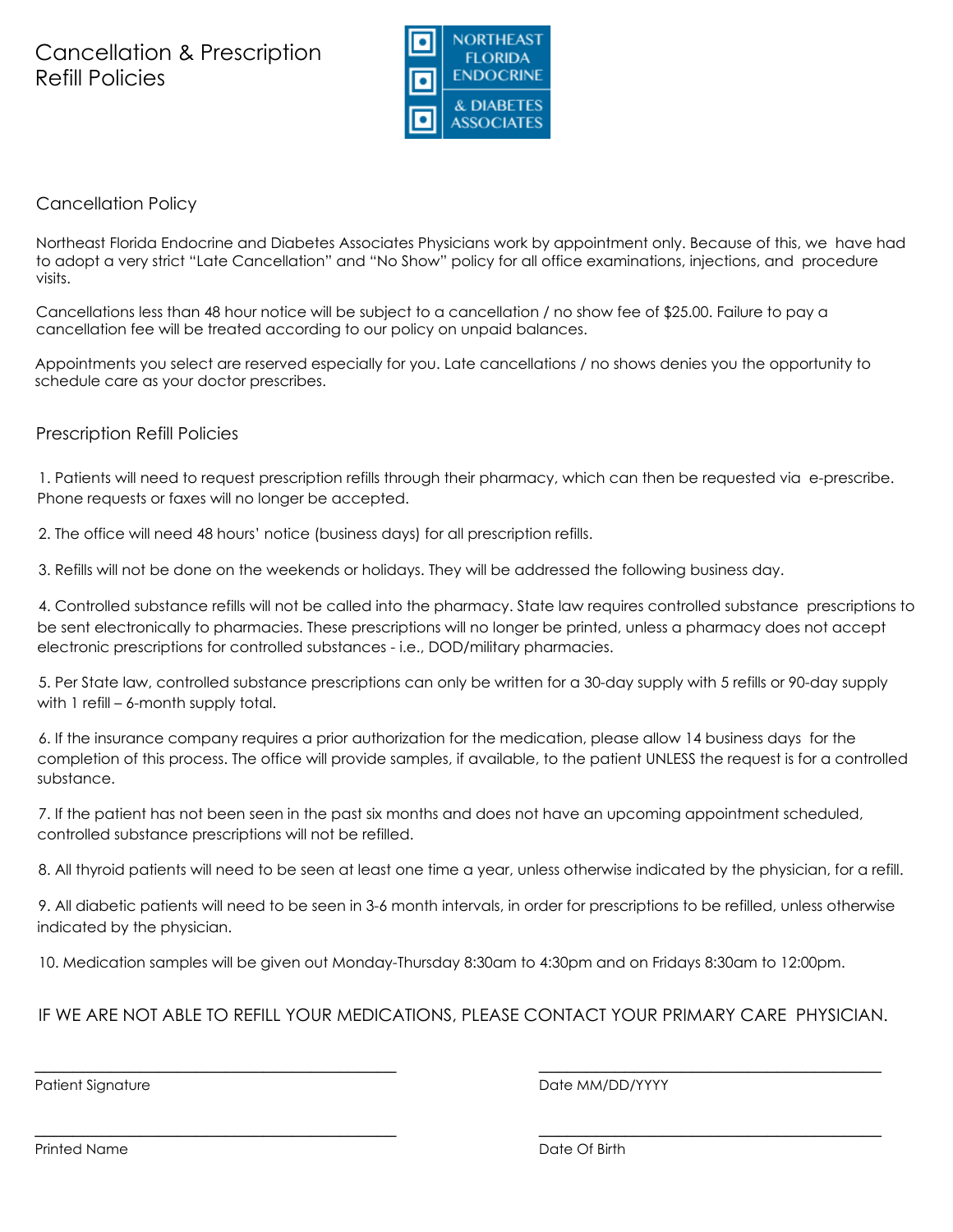# Cancellation & Prescription Refill Policies

NORTHEAST FLORIDA ENDOCRINE & DIABETES ASSOCIATES

## Cancellation Policy

Northeast Florida Endocrine and Diabetes Associates Physicians work by appointment only. Because of this, we have had to adopt a very strict "Late Cancellation" and "No Show" policy for all office examinations, injections, and procedure visits.

Cancellations less than 48 hour notice will be subject to a cancellation / no show fee of $25.00. Failure to pay a cancellation fee will be treated according to our policy on unpaid balances.

Appointments you select are reserved especially for you. Late cancellations / no shows denies you the opportunity to schedule care as your doctor prescribes.

## Prescription Refill Policies

1. Patients will need to request prescription refills through their pharmacy, which can then be requested via e-prescribe. Phone requests or faxes will no longer be accepted.

2. The office will need 48 hours' notice (business days) for all prescription refills.

3. Refills will not be done on the weekends or holidays. They will be addressed the following business day.

4. Controlled substance refills will not be called into the pharmacy. State law requires controlled substance prescriptions to be sent electronically to pharmacies. These prescriptions will no longer be printed, unless a pharmacy does not accept electronic prescriptions for controlled substances - i.e., DOD/military pharmacies.

5. Per State law, controlled substance prescriptions can only be written for a 30-day supply with 5 refills or 90-day supply with 1 refill – 6-month supply total.

6. If the insurance company requires a prior authorization for the medication, please allow 14 business days for the completion of this process. The office will provide samples, if available, to the patient UNLESS the request is for a controlled substance.

7. If the patient has not been seen in the past six months and does not have an upcoming appointment scheduled, controlled substance prescriptions will not be refilled.

8. All thyroid patients will need to be seen at least one time a year, unless otherwise indicated by the physician, for a refill.

9. All diabetic patients will need to be seen in 3-6 month intervals, in order for prescriptions to be refilled, unless otherwise indicated by the physician.

10. Medication samples will be given out Monday-Thursday 8:30am to 4:30pm and on Fridays 8:30am to 12:00pm.

IF WE ARE NOT ABLE TO REFILL YOUR MEDICATIONS, PLEASE CONTACT YOUR PRIMARY CARE PHYSICIAN.

______________________________ Patient Signature

______________________________ Date MM/DD/YYYY

______________________________ Printed Name

______________________________ Date Of Birth